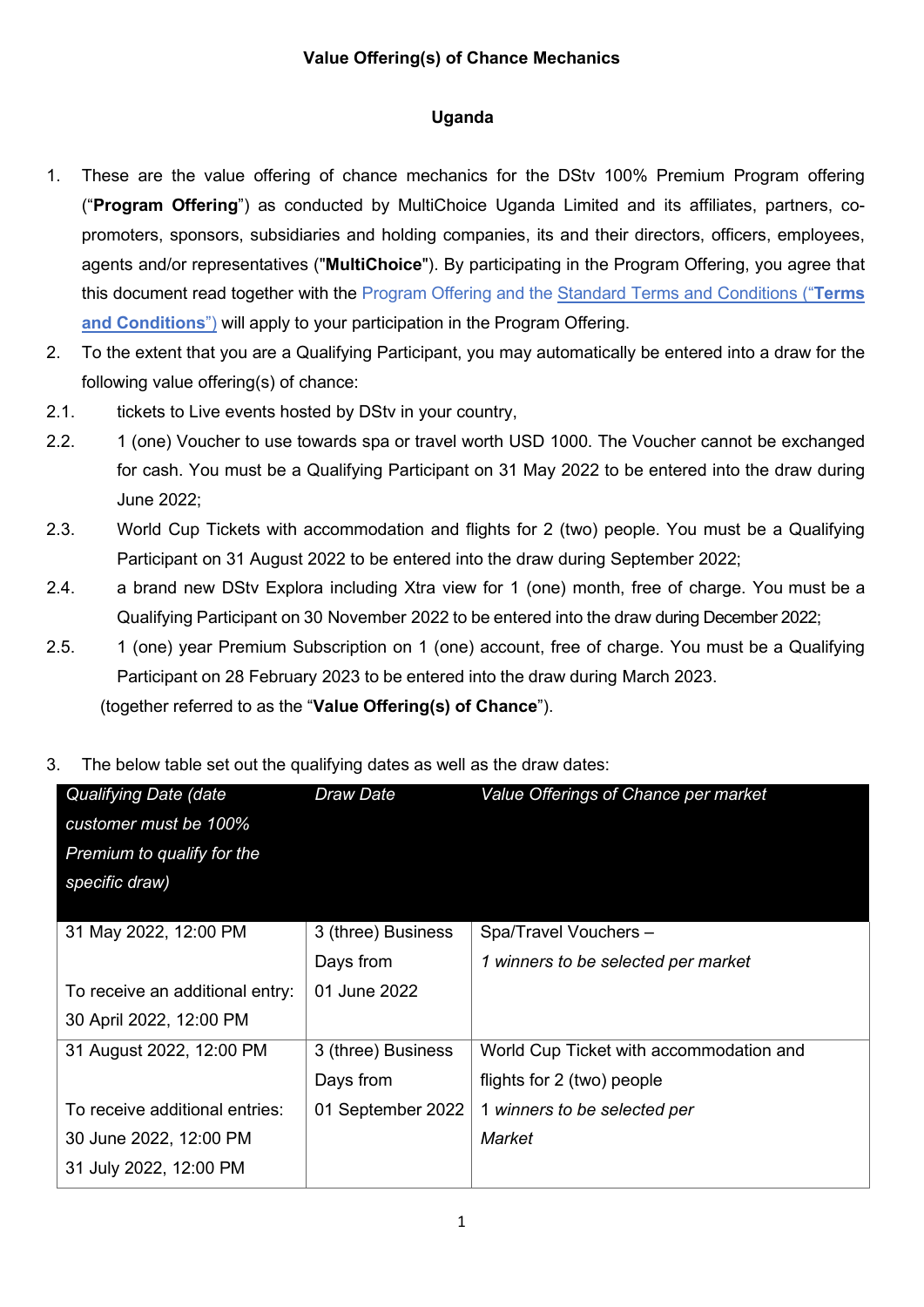**Value Offering(s) of Chance Mechanics**

**Uganda**

1. These are the value offering of chance mechanics for the DStv 100% Premium Program offering ("**Program Offering**") as conducted by MultiChoice Uganda Limited and its affiliates, partners, co-promoters, sponsors, subsidiaries and holding companies, its and their directors, officers, employees, agents and/or representatives ("**MultiChoice**"). By participating in the Program Offering, you agree that this document read together with the Program Offering and the Standard Terms and Conditions ("**Terms and Conditions**") will apply to your participation in the Program Offering.
2. To the extent that you are a Qualifying Participant, you may automatically be entered into a draw for the following value offering(s) of chance:

2.1. tickets to Live events hosted by DStv in your country,

2.2. 1 (one) Voucher to use towards spa or travel worth USD 1000. The Voucher cannot be exchanged for cash. You must be a Qualifying Participant on 31 May 2022 to be entered into the draw during June 2022;

2.3. World Cup Tickets with accommodation and flights for 2 (two) people. You must be a Qualifying Participant on 31 August 2022 to be entered into the draw during September 2022;

2.4. a brand new DStv Explora including Xtra view for 1 (one) month, free of charge. You must be a Qualifying Participant on 30 November 2022 to be entered into the draw during December 2022;

2.5. 1 (one) year Premium Subscription on 1 (one) account, free of charge. You must be a Qualifying Participant on 28 February 2023 to be entered into the draw during March 2023.

(together referred to as the "**Value Offering(s) of Chance**").

3. The below table set out the qualifying dates as well as the draw dates:

| *Qualifying Date (date customer must be 100% Premium to qualify for the specific draw)* | *Draw Date* | *Value Offerings of Chance per market* |
|---|---|---|
| 31 May 2022, 12:00 PM<br><br>To receive an additional entry:<br>30 April 2022, 12:00 PM | 3 (three) Business Days from 01 June 2022 | Spa/Travel Vouchers –<br>*1 winners to be selected per market* |
| 31 August 2022, 12:00 PM<br><br>To receive additional entries:<br>30 June 2022, 12:00 PM<br>31 July 2022, 12:00 PM | 3 (three) Business Days from 01 September 2022 | World Cup Ticket with accommodation and flights for 2 (two) people<br>*1 winners to be selected per Market* |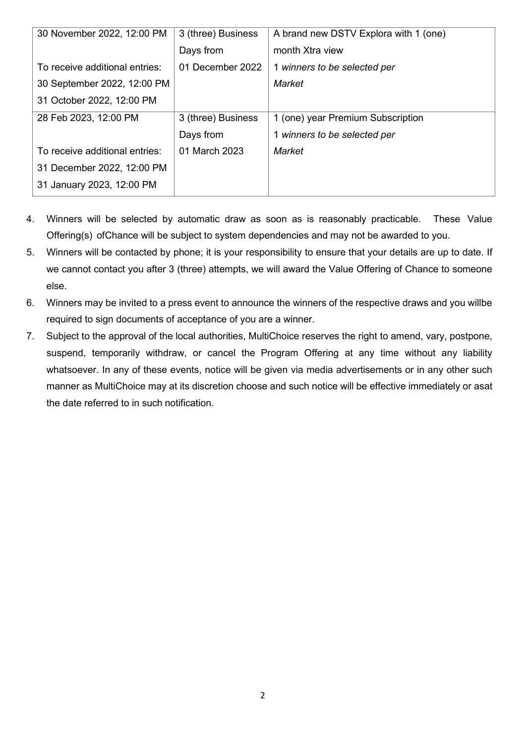| | | |
|---|---|---|
| 30 November 2022, 12:00 PM<br><br>To receive additional entries:<br>30 September 2022, 12:00 PM<br>31 October 2022, 12:00 PM | 3 (three) Business Days from 01 December 2022 | A brand new DSTV Explora with 1 (one) month Xtra view<br>1 *winners to be selected per Market* |
| 28 Feb 2023, 12:00 PM<br><br>To receive additional entries:<br>31 December 2022, 12:00 PM<br>31 January 2023, 12:00 PM | 3 (three) Business Days from 01 March 2023 | 1 (one) year Premium Subscription<br>1 *winners to be selected per Market* |

4. Winners will be selected by automatic draw as soon as is reasonably practicable. These Value Offering(s) ofChance will be subject to system dependencies and may not be awarded to you.
5. Winners will be contacted by phone; it is your responsibility to ensure that your details are up to date. If we cannot contact you after 3 (three) attempts, we will award the Value Offering of Chance to someone else.
6. Winners may be invited to a press event to announce the winners of the respective draws and you willbe required to sign documents of acceptance of you are a winner.
7. Subject to the approval of the local authorities, MultiChoice reserves the right to amend, vary, postpone, suspend, temporarily withdraw, or cancel the Program Offering at any time without any liability whatsoever. In any of these events, notice will be given via media advertisements or in any other such manner as MultiChoice may at its discretion choose and such notice will be effective immediately or asat the date referred to in such notification.